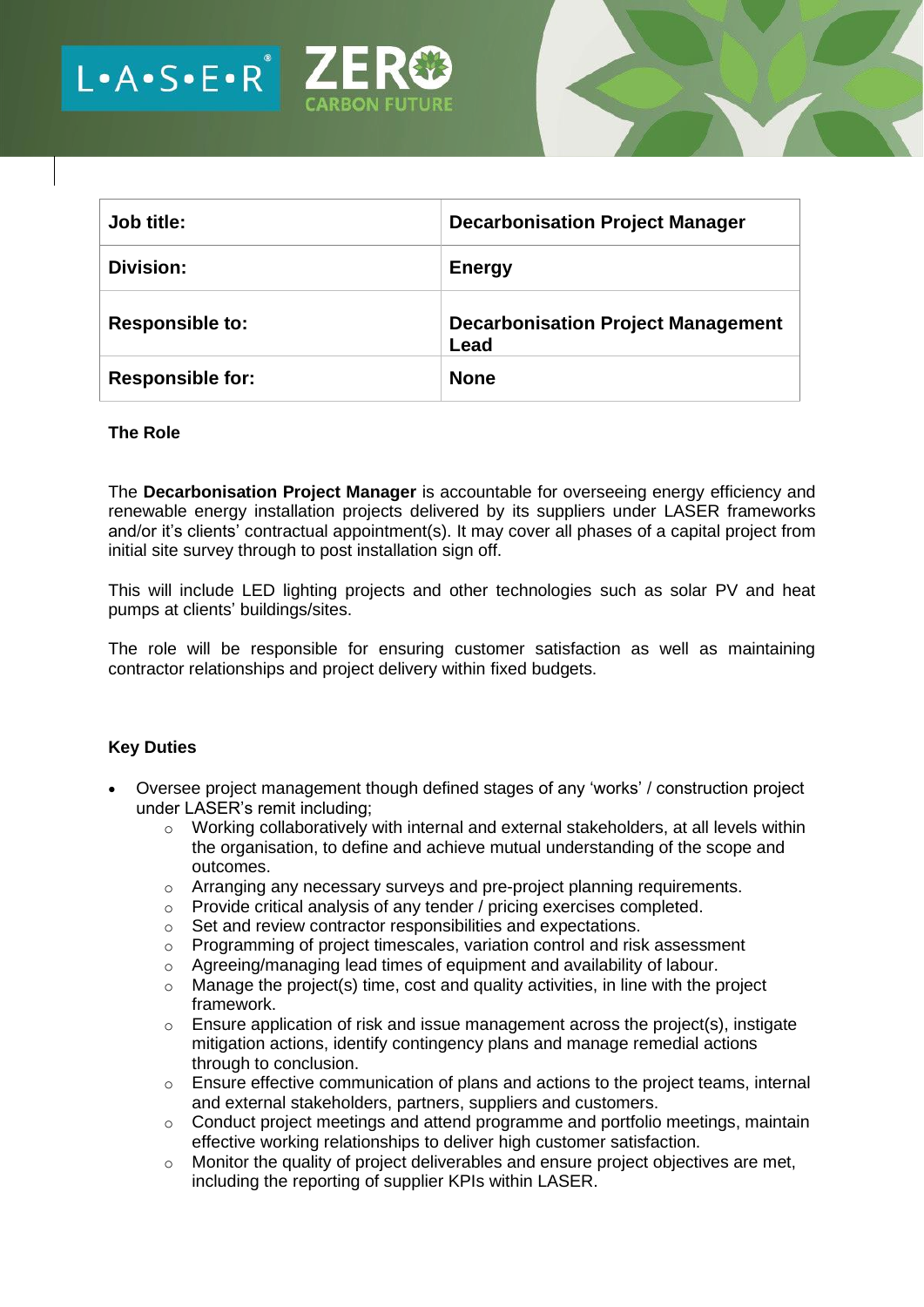| Job title: | Decarbonisation Project Manager |
| --- | --- |
| Division: | Energy |
| Responsible to: | Decarbonisation Project Management Lead |
| Responsible for: | None |

**The Role**

The **Decarbonisation Project Manager** is accountable for overseeing energy efficiency and renewable energy installation projects delivered by its suppliers under LASER frameworks and/or it's clients' contractual appointment(s). It may cover all phases of a capital project from initial site survey through to post installation sign off.

This will include LED lighting projects and other technologies such as solar PV and heat pumps at clients' buildings/sites.

The role will be responsible for ensuring customer satisfaction as well as maintaining contractor relationships and project delivery within fixed budgets.

**Key Duties**

- Oversee project management though defined stages of any 'works' / construction project under LASER's remit including;
  - Working collaboratively with internal and external stakeholders, at all levels within the organisation, to define and achieve mutual understanding of the scope and outcomes.
  - Arranging any necessary surveys and pre-project planning requirements.
  - Provide critical analysis of any tender / pricing exercises completed.
  - Set and review contractor responsibilities and expectations.
  - Programming of project timescales, variation control and risk assessment
  - Agreeing/managing lead times of equipment and availability of labour.
  - Manage the project(s) time, cost and quality activities, in line with the project framework.
  - Ensure application of risk and issue management across the project(s), instigate mitigation actions, identify contingency plans and manage remedial actions through to conclusion.
  - Ensure effective communication of plans and actions to the project teams, internal and external stakeholders, partners, suppliers and customers.
  - Conduct project meetings and attend programme and portfolio meetings, maintain effective working relationships to deliver high customer satisfaction.
  - Monitor the quality of project deliverables and ensure project objectives are met, including the reporting of supplier KPIs within LASER.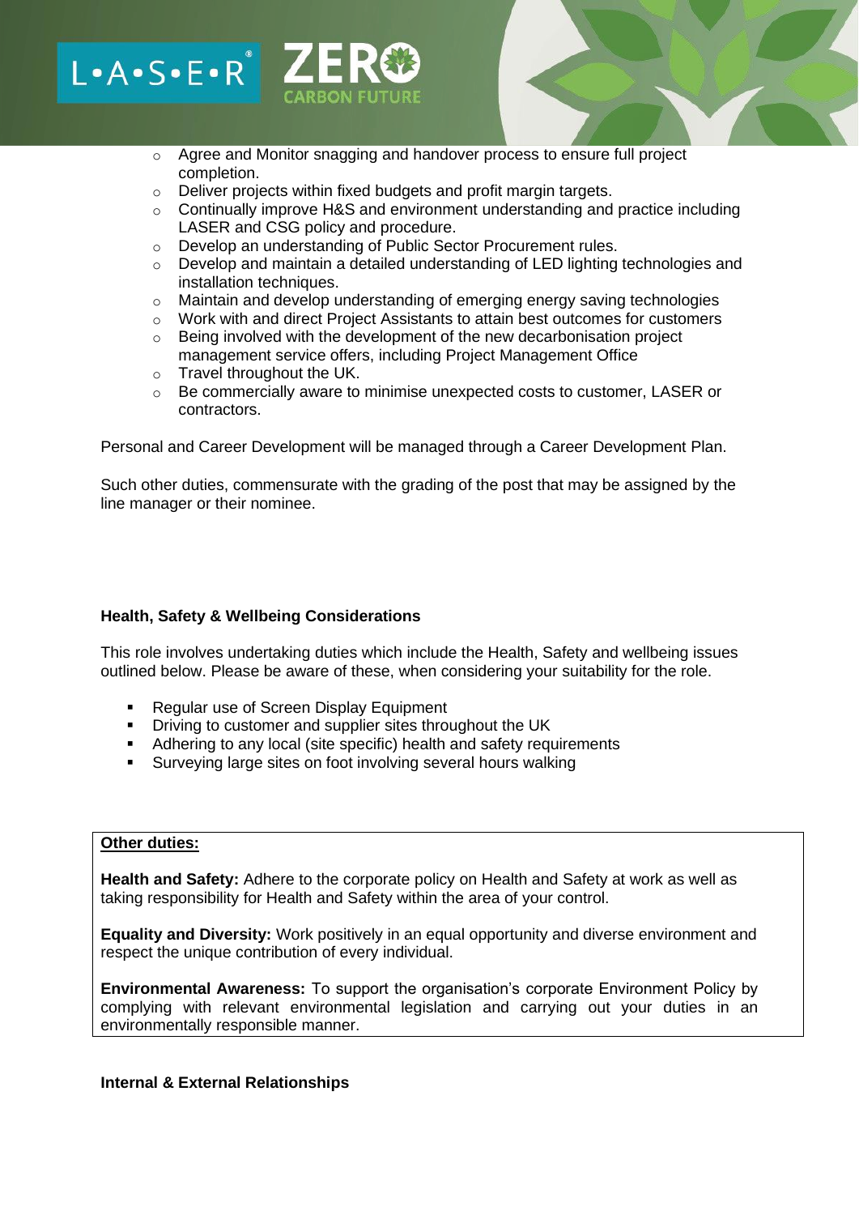- Agree and Monitor snagging and handover process to ensure full project completion.
- Deliver projects within fixed budgets and profit margin targets.
- Continually improve H&S and environment understanding and practice including LASER and CSG policy and procedure.
- Develop an understanding of Public Sector Procurement rules.
- Develop and maintain a detailed understanding of LED lighting technologies and installation techniques.
- Maintain and develop understanding of emerging energy saving technologies
- Work with and direct Project Assistants to attain best outcomes for customers
- Being involved with the development of the new decarbonisation project management service offers, including Project Management Office
- Travel throughout the UK.
- Be commercially aware to minimise unexpected costs to customer, LASER or contractors.

Personal and Career Development will be managed through a Career Development Plan.

Such other duties, commensurate with the grading of the post that may be assigned by the line manager or their nominee.

**Health, Safety & Wellbeing Considerations**

This role involves undertaking duties which include the Health, Safety and wellbeing issues outlined below. Please be aware of these, when considering your suitability for the role.

- Regular use of Screen Display Equipment
- Driving to customer and supplier sites throughout the UK
- Adhering to any local (site specific) health and safety requirements
- Surveying large sites on foot involving several hours walking

**Other duties:**

**Health and Safety:** Adhere to the corporate policy on Health and Safety at work as well as taking responsibility for Health and Safety within the area of your control.

**Equality and Diversity:** Work positively in an equal opportunity and diverse environment and respect the unique contribution of every individual.

**Environmental Awareness:** To support the organisation's corporate Environment Policy by complying with relevant environmental legislation and carrying out your duties in an environmentally responsible manner.

**Internal & External Relationships**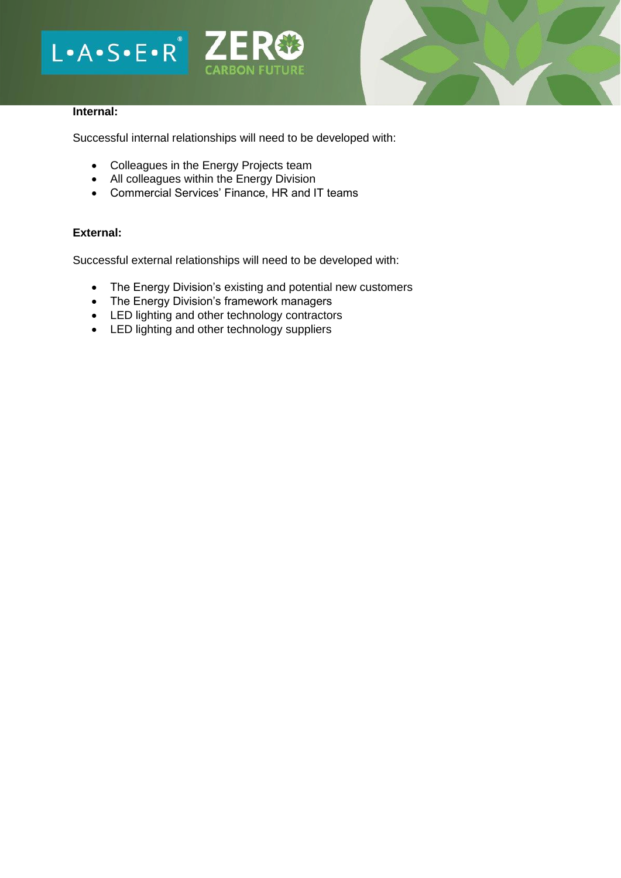**Internal:**

Successful internal relationships will need to be developed with:

- Colleagues in the Energy Projects team
- All colleagues within the Energy Division
- Commercial Services' Finance, HR and IT teams

**External:**

Successful external relationships will need to be developed with:

- The Energy Division's existing and potential new customers
- The Energy Division's framework managers
- LED lighting and other technology contractors
- LED lighting and other technology suppliers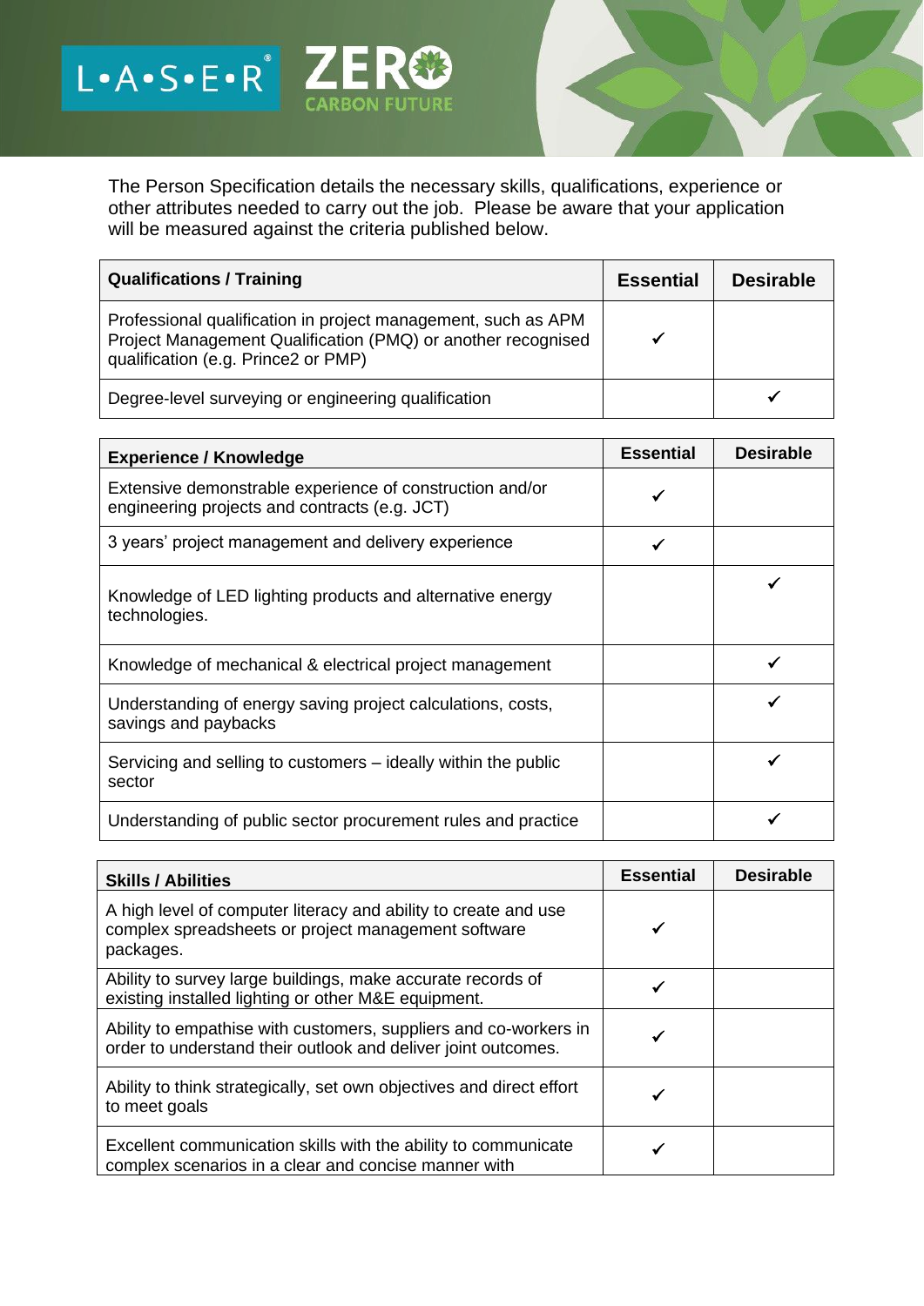The Person Specification details the necessary skills, qualifications, experience or other attributes needed to carry out the job. Please be aware that your application will be measured against the criteria published below.

| Qualifications / Training | Essential | Desirable |
|---|---|---|
| Professional qualification in project management, such as APM Project Management Qualification (PMQ) or another recognised qualification (e.g. Prince2 or PMP) | ✓ | |
| Degree-level surveying or engineering qualification | | ✓ |

| Experience / Knowledge | Essential | Desirable |
|---|---|---|
| Extensive demonstrable experience of construction and/or engineering projects and contracts (e.g. JCT) | ✓ | |
| 3 years' project management and delivery experience | ✓ | |
| Knowledge of LED lighting products and alternative energy technologies. | | ✓ |
| Knowledge of mechanical & electrical project management | | ✓ |
| Understanding of energy saving project calculations, costs, savings and paybacks | | ✓ |
| Servicing and selling to customers – ideally within the public sector | | ✓ |
| Understanding of public sector procurement rules and practice | | ✓ |

| Skills / Abilities | Essential | Desirable |
|---|---|---|
| A high level of computer literacy and ability to create and use complex spreadsheets or project management software packages. | ✓ | |
| Ability to survey large buildings, make accurate records of existing installed lighting or other M&E equipment. | ✓ | |
| Ability to empathise with customers, suppliers and co-workers in order to understand their outlook and deliver joint outcomes. | ✓ | |
| Ability to think strategically, set own objectives and direct effort to meet goals | ✓ | |
| Excellent communication skills with the ability to communicate complex scenarios in a clear and concise manner with | ✓ | |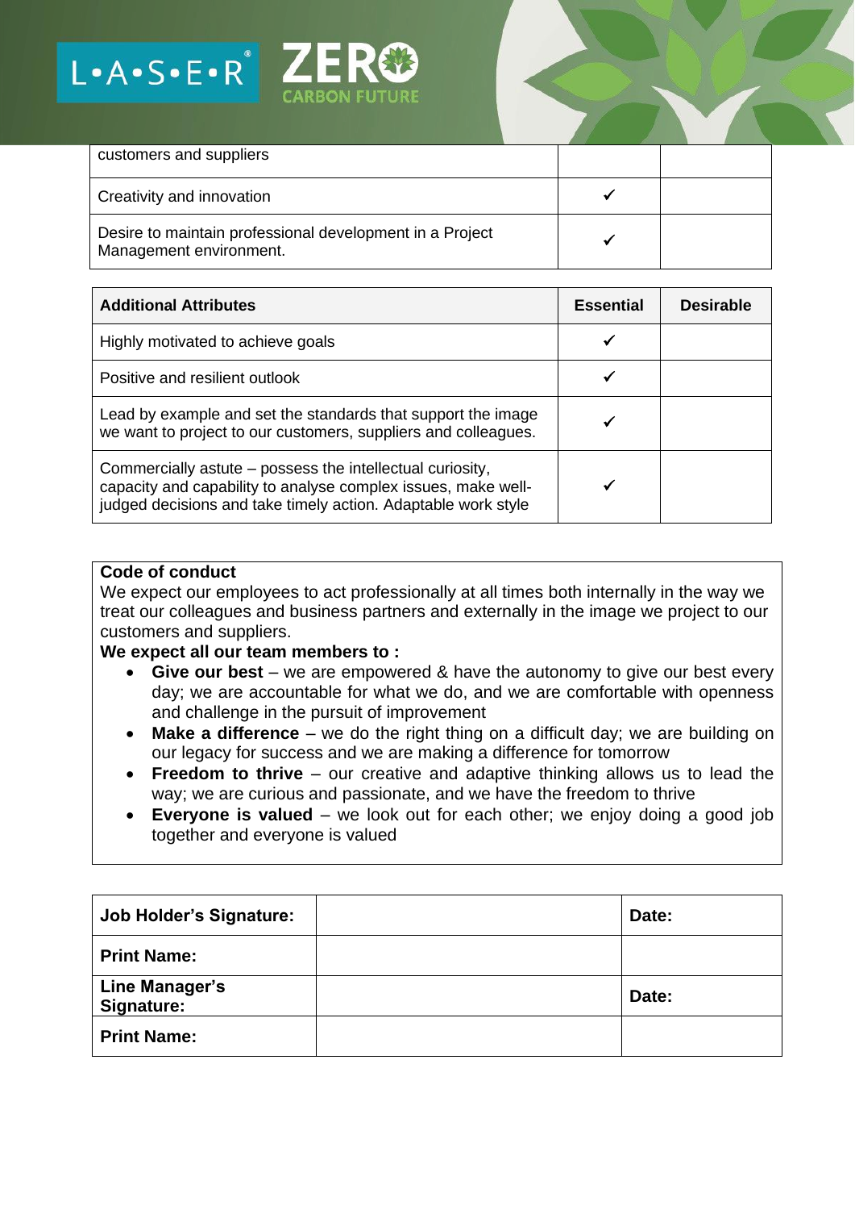| | | |
|---|---|---|
| customers and suppliers | | |
| Creativity and innovation | ✓ | |
| Desire to maintain professional development in a Project Management environment. | ✓ | |

| Additional Attributes | Essential | Desirable |
|---|---|---|
| Highly motivated to achieve goals | ✓ | |
| Positive and resilient outlook | ✓ | |
| Lead by example and set the standards that support the image we want to project to our customers, suppliers and colleagues. | ✓ | |
| Commercially astute – possess the intellectual curiosity, capacity and capability to analyse complex issues, make well-judged decisions and take timely action. Adaptable work style | ✓ | |

**Code of conduct**

We expect our employees to act professionally at all times both internally in the way we treat our colleagues and business partners and externally in the image we project to our customers and suppliers.

**We expect all our team members to :**

- **Give our best** – we are empowered & have the autonomy to give our best every day; we are accountable for what we do, and we are comfortable with openness and challenge in the pursuit of improvement
- **Make a difference** – we do the right thing on a difficult day; we are building on our legacy for success and we are making a difference for tomorrow
- **Freedom to thrive** – our creative and adaptive thinking allows us to lead the way; we are curious and passionate, and we have the freedom to thrive
- **Everyone is valued** – we look out for each other; we enjoy doing a good job together and everyone is valued

| | | |
|---|---|---|
| **Job Holder's Signature:** | | **Date:** |
| **Print Name:** | | |
| **Line Manager's Signature:** | | **Date:** |
| **Print Name:** | | |